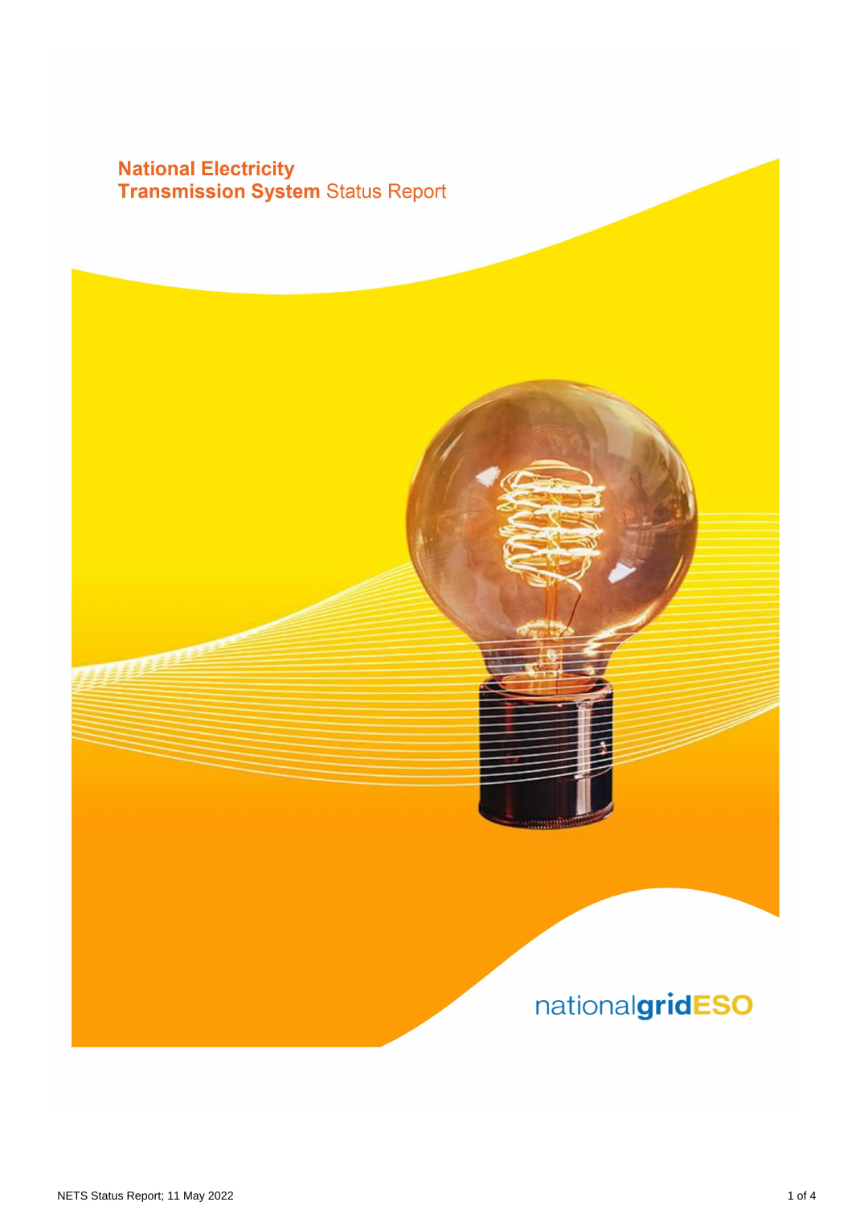# National Electricity Transmission System Status Report

nationalgridESO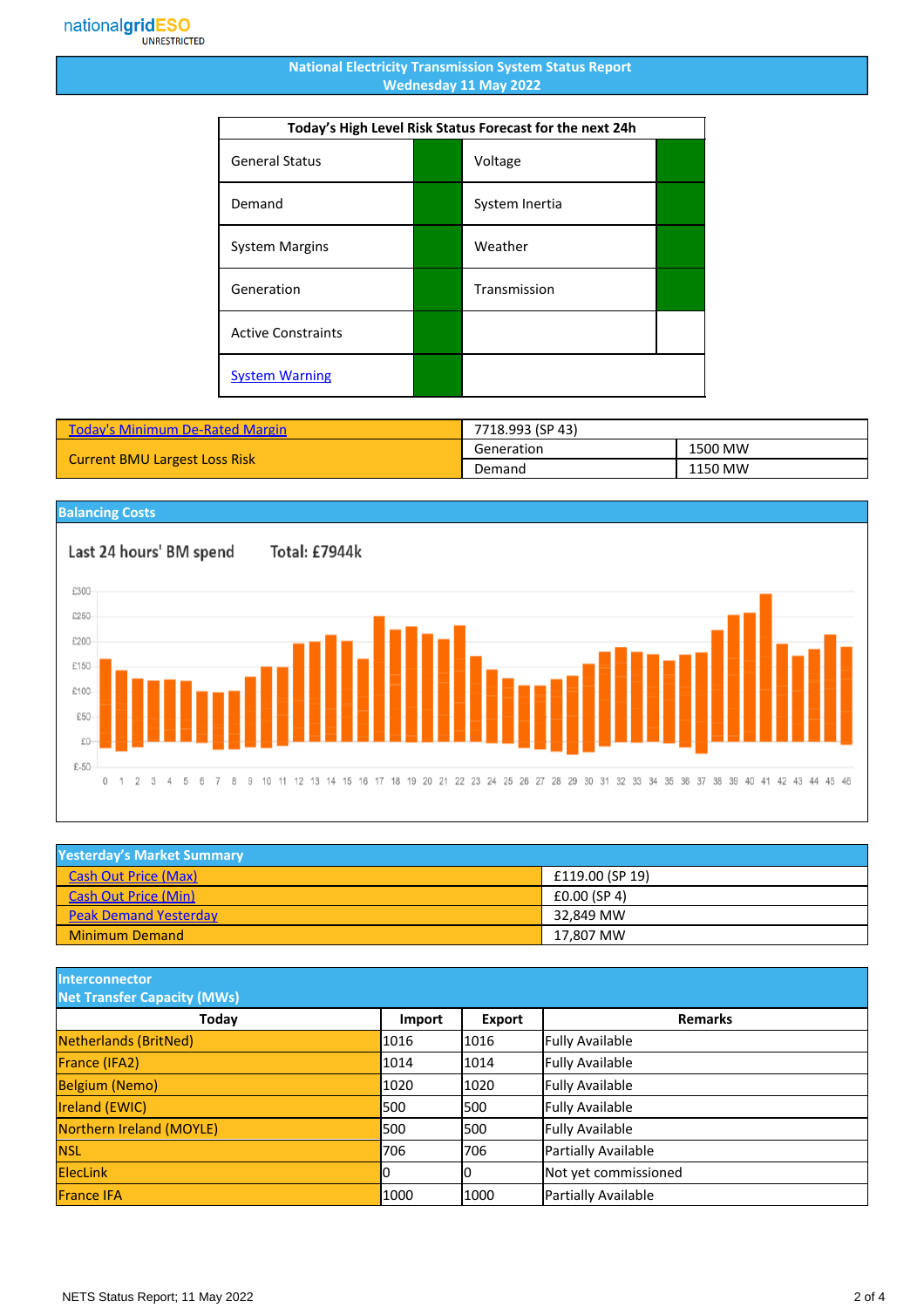nationalgridESO
UNRESTRICTED

# National Electricity Transmission System Status Report
## Wednesday 11 May 2022

| Today's High Level Risk Status Forecast for the next 24h | | | |
|---|---|---|---|
| General Status | | Voltage | |
| Demand | | System Inertia | |
| System Margins | | Weather | |
| Generation | | Transmission | |
| Active Constraints | | | |
| System Warning | | | |

| Today's Minimum De-Rated Margin | 7718.993 (SP 43) | |
|---|---|---|
| Current BMU Largest Loss Risk | Generation | 1500 MW |
| | Demand | 1150 MW |

## Balancing Costs

Last 24 hours' BM spend Total: £7944k

## Yesterday's Market Summary

| | |
|---|---|
| Cash Out Price (Max) | £119.00 (SP 19) |
| Cash Out Price (Min) | £0.00 (SP 4) |
| Peak Demand Yesterday | 32,849 MW |
| Minimum Demand | 17,807 MW |

## Interconnector Net Transfer Capacity (MWs)

| Today | Import | Export | Remarks |
|---|---|---|---|
| Netherlands (BritNed) | 1016 | 1016 | Fully Available |
| France (IFA2) | 1014 | 1014 | Fully Available |
| Belgium (Nemo) | 1020 | 1020 | Fully Available |
| Ireland (EWIC) | 500 | 500 | Fully Available |
| Northern Ireland (MOYLE) | 500 | 500 | Fully Available |
| NSL | 706 | 706 | Partially Available |
| ElecLink | 0 | 0 | Not yet commissioned |
| France IFA | 1000 | 1000 | Partially Available |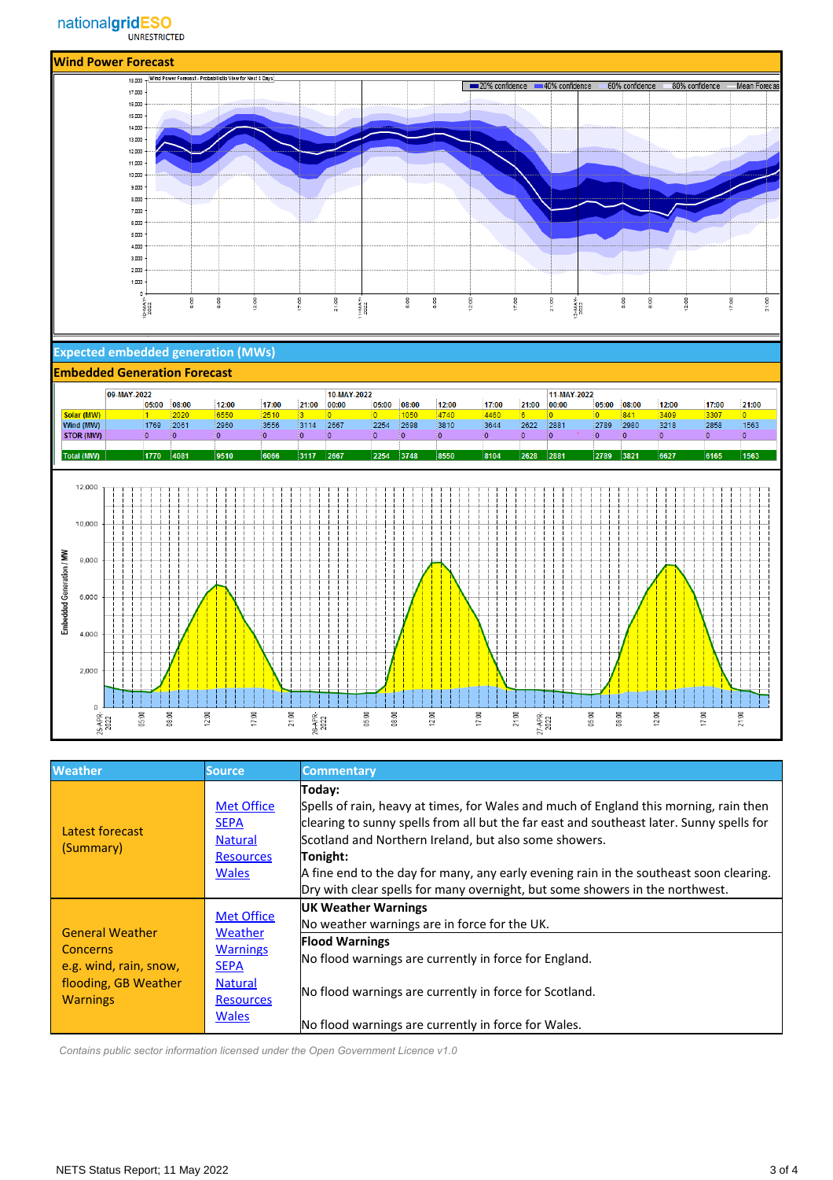## Wind Power Forecast

## Expected embedded generation (MWs)

## Embedded Generation Forecast

| | 09-MAY-2022 | | | | | 10-MAY-2022 | | | | | | 11-MAY-2022 | | | | | |
|---|---|---|---|---|---|---|---|---|---|---|---|---|---|---|---|---|---|
| | 05:00 | 08:00 | 12:00 | 17:00 | 21:00 | 00:00 | 05:00 | 08:00 | 12:00 | 17:00 | 21:00 | 00:00 | 05:00 | 08:00 | 12:00 | 17:00 | 21:00 |
| Solar (MW) | 1 | 2020 | 6550 | 2510 | 3 | 0 | 0 | 1050 | 4740 | 4460 | 6 | 0 | 0 | 841 | 3409 | 3307 | 0 |
| Wind (MW) | 1769 | 2061 | 2960 | 3556 | 3114 | 2667 | 2254 | 2698 | 3810 | 3644 | 2622 | 2881 | 2789 | 2980 | 3218 | 2858 | 1563 |
| STOR (MW) | 0 | 0 | 0 | 0 | 0 | 0 | 0 | 0 | 0 | 0 | 0 | 0 | 0 | 0 | 0 | 0 | 0 |
| Total (MW) | 1770 | 4081 | 9510 | 6066 | 3117 | 2667 | 2254 | 3748 | 8550 | 8104 | 2628 | 2881 | 2789 | 3821 | 6627 | 6165 | 1563 |

| Weather | Source | Commentary |
|---|---|---|
| Latest forecast (Summary) | Met Office SEPA Natural Resources Wales | **Today:** Spells of rain, heavy at times, for Wales and much of England this morning, rain then clearing to sunny spells from all but the far east and southeast later. Sunny spells for Scotland and Northern Ireland, but also some showers. **Tonight:** A fine end to the day for many, any early evening rain in the southeast soon clearing. Dry with clear spells for many overnight, but some showers in the northwest. |
| General Weather Concerns e.g. wind, rain, snow, flooding, GB Weather Warnings | Met Office Weather Warnings SEPA Natural Resources Wales | **UK Weather Warnings** No weather warnings are in force for the UK. **Flood Warnings** No flood warnings are currently in force for England. No flood warnings are currently in force for Scotland. No flood warnings are currently in force for Wales. |

*Contains public sector information licensed under the Open Government Licence v1.0*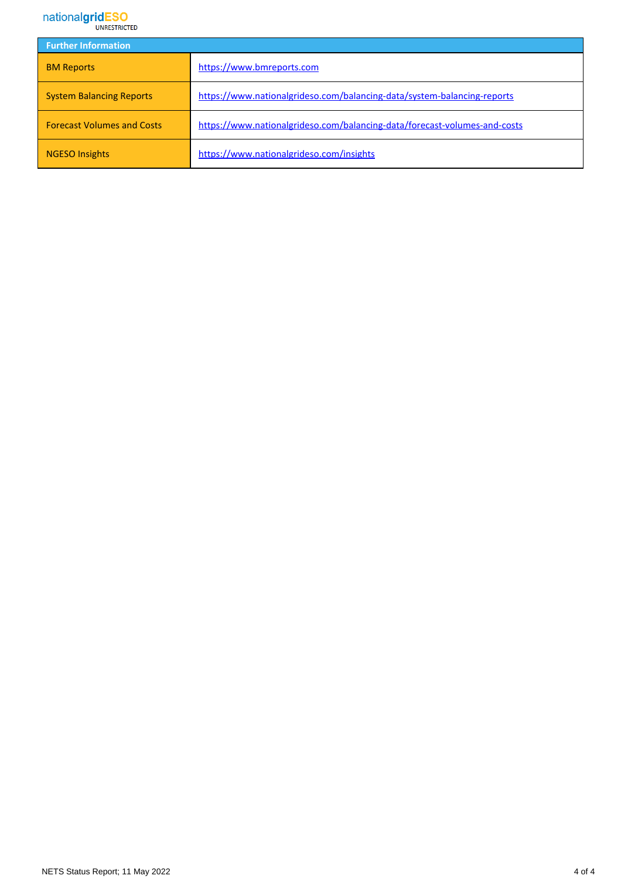| Further Information | |
|---|---|
| BM Reports | https://www.bmreports.com |
| System Balancing Reports | https://www.nationalgrideso.com/balancing-data/system-balancing-reports |
| Forecast Volumes and Costs | https://www.nationalgrideso.com/balancing-data/forecast-volumes-and-costs |
| NGESO Insights | https://www.nationalgrideso.com/insights |